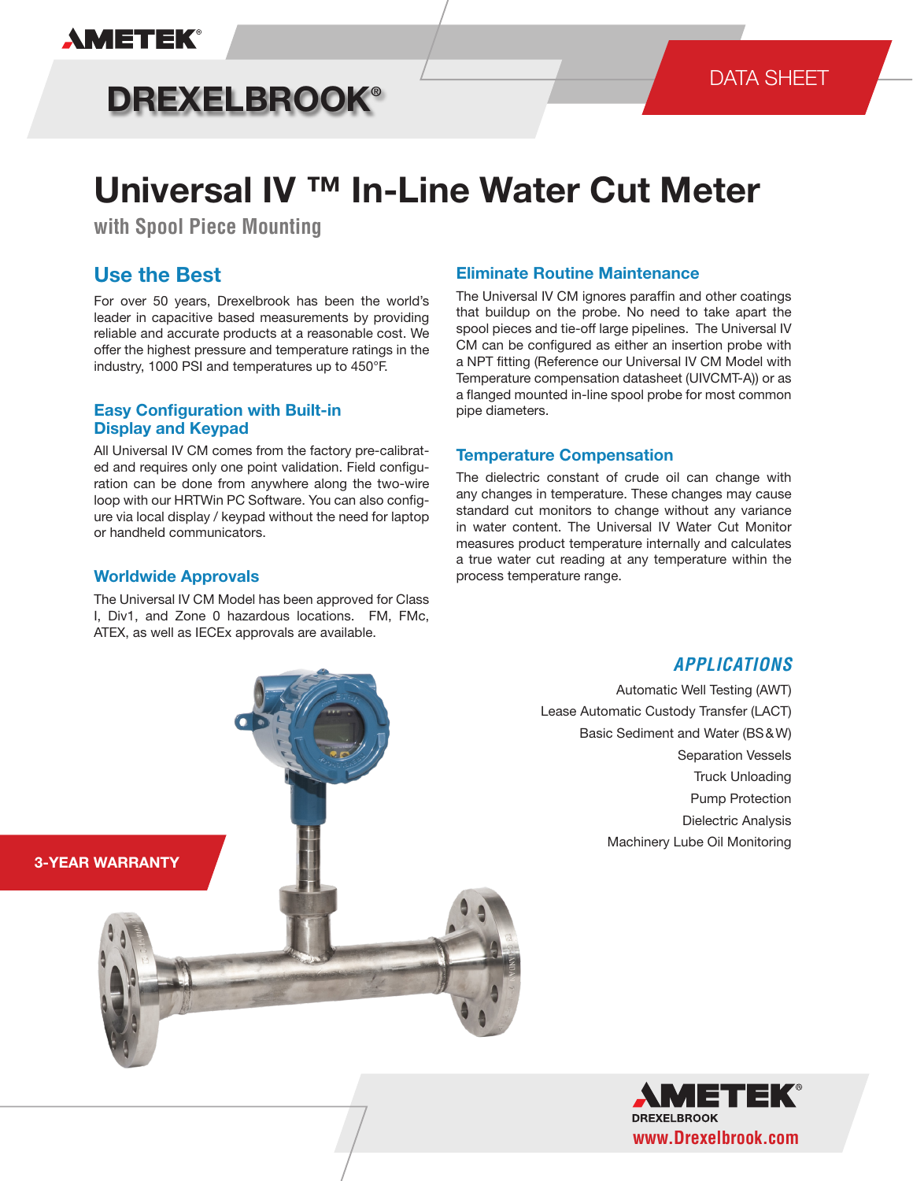AMETEK

DREXELBROOK®

DATA SHEET

# Universal IV ™ In-Line Water Cut Meter

with Spool Piece Mounting

## Use the Best

For over 50 years, Drexelbrook has been the world's leader in capacitive based measurements by providing reliable and accurate products at a reasonable cost. We offer the highest pressure and temperature ratings in the industry, 1000 PSI and temperatures up to 450°F.

## Easy Configuration with Built-in Display and Keypad

All Universal IV CM comes from the factory pre-calibrated and requires only one point validation. Field configuration can be done from anywhere along the two-wire loop with our HRTWin PC Software. You can also configure via local display / keypad without the need for laptop or handheld communicators.

## Worldwide Approvals

The Universal IV CM Model has been approved for Class I, Div1, and Zone 0 hazardous locations. FM, FMc, ATEX, as well as IECEx approvals are available.

## Eliminate Routine Maintenance

The Universal IV CM ignores paraffin and other coatings that buildup on the probe. No need to take apart the spool pieces and tie-off large pipelines. The Universal IV CM can be configured as either an insertion probe with a NPT fitting (Reference our Universal IV CM Model with Temperature compensation datasheet (UIVCMT-A)) or as a flanged mounted in-line spool probe for most common pipe diameters.

## Temperature Compensation

The dielectric constant of crude oil can change with any changes in temperature. These changes may cause standard cut monitors to change without any variance in water content. The Universal IV Water Cut Monitor measures product temperature internally and calculates a true water cut reading at any temperature within the process temperature range.

## *APPLICATIONS*

- Automatic Well Testing (AWT)
- Lease Automatic Custody Transfer (LACT)
- Basic Sediment and Water (BS&W)
- Separation Vessels
- Truck Unloading
- Pump Protection
- Dielectric Analysis
- Machinery Lube Oil Monitoring

3-YEAR WARRANTY

AMETEK
DREXELBROOK
www.Drexelbrook.com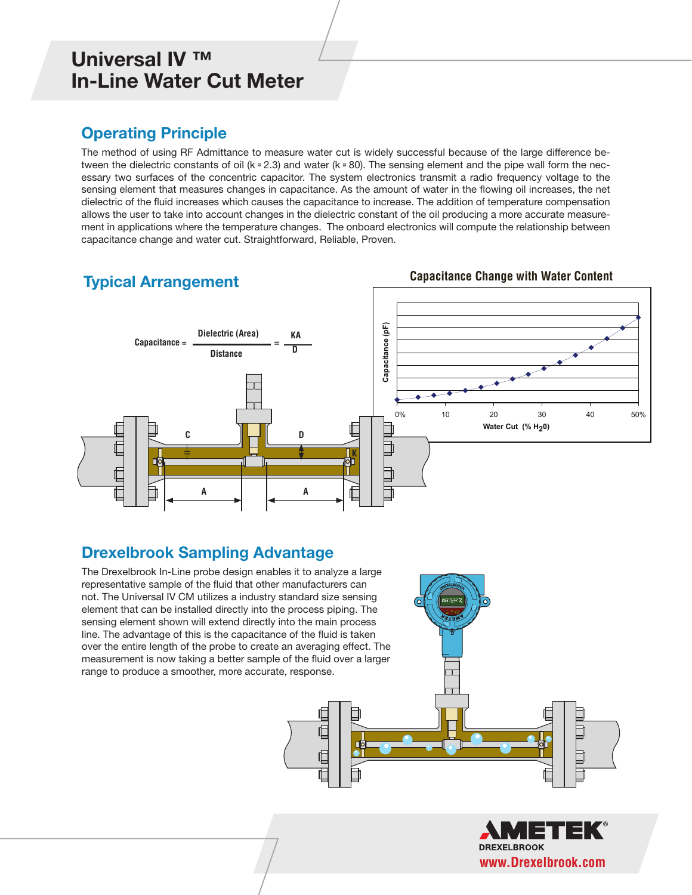# Universal IV ™ In-Line Water Cut Meter

## Operating Principle

The method of using RF Admittance to measure water cut is widely successful because of the large difference between the dielectric constants of oil (k ≈ 2.3) and water (k ≈ 80). The sensing element and the pipe wall form the necessary two surfaces of the concentric capacitor. The system electronics transmit a radio frequency voltage to the sensing element that measures changes in capacitance. As the amount of water in the flowing oil increases, the net dielectric of the fluid increases which causes the capacitance to increase. The addition of temperature compensation allows the user to take into account changes in the dielectric constant of the oil producing a more accurate measurement in applications where the temperature changes. The onboard electronics will compute the relationship between capacitance change and water cut. Straightforward, Reliable, Proven.

## Typical Arrangement

$$\text{Capacitance} = \frac{\text{Dielectric (Area)}}{\text{Distance}} = \frac{KA}{D}$$

### Capacitance Change with Water Content

Capacitance (pF) vs. Water Cut (% $H_2O$): 0%, 10, 20, 30, 40, 50%

## Drexelbrook Sampling Advantage

The Drexelbrook In-Line probe design enables it to analyze a large representative sample of the fluid that other manufacturers can not. The Universal IV CM utilizes a industry standard size sensing element that can be installed directly into the process piping. The sensing element shown will extend directly into the main process line. The advantage of this is the capacitance of the fluid is taken over the entire length of the probe to create an averaging effect. The measurement is now taking a better sample of the fluid over a larger range to produce a smoother, more accurate, response.

AMETEK®
DREXELBROOK
www.Drexelbrook.com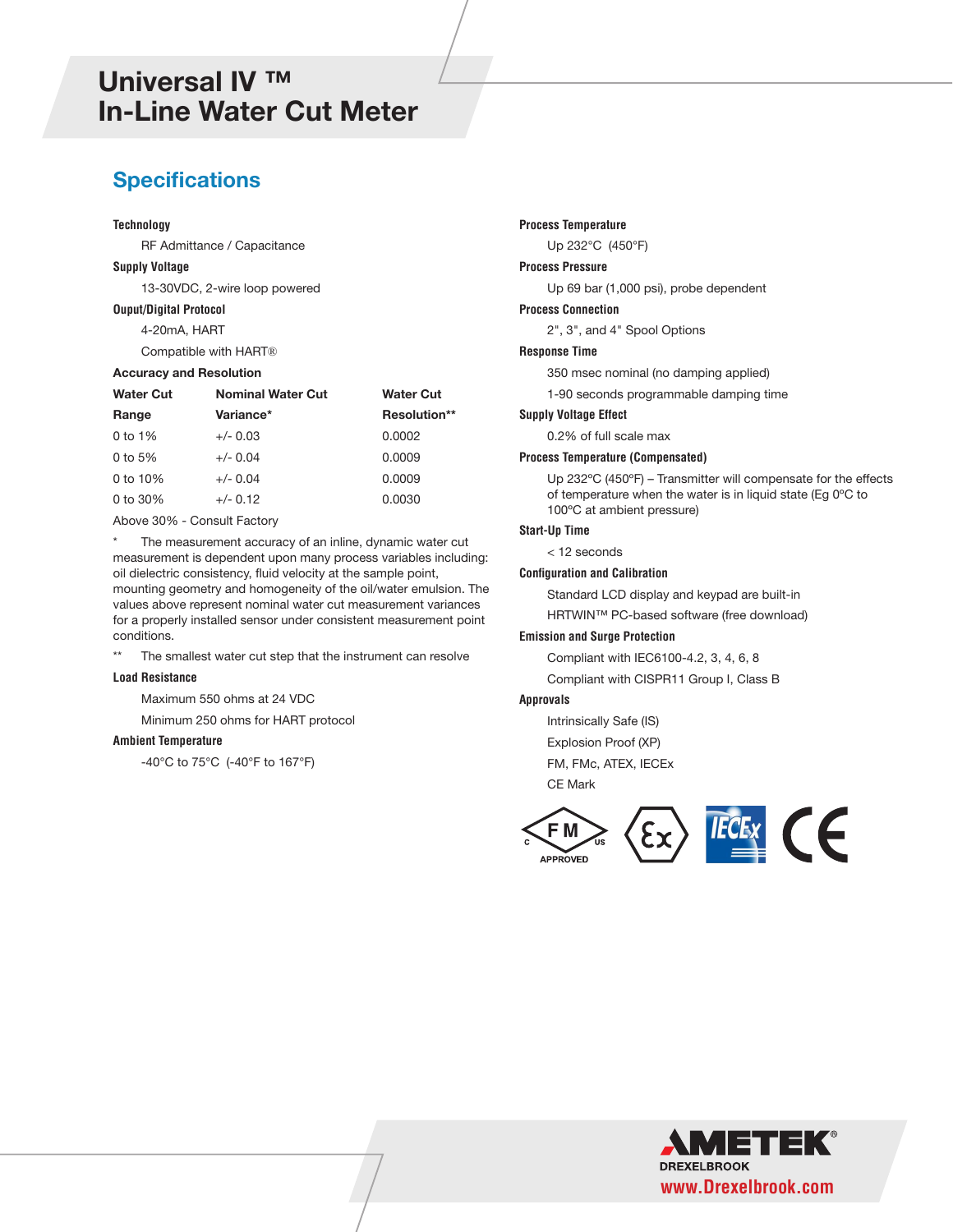# Universal IV ™ In-Line Water Cut Meter

## Specifications

**Technology**

RF Admittance / Capacitance

**Supply Voltage**

13-30VDC, 2-wire loop powered

**Ouput/Digital Protocol**

4-20mA, HART

Compatible with HART®

**Accuracy and Resolution**

| Water Cut Range | Nominal Water Cut Variance* | Water Cut Resolution** |
|---|---|---|
| 0 to 1% | +/- 0.03 | 0.0002 |
| 0 to 5% | +/- 0.04 | 0.0009 |
| 0 to 10% | +/- 0.04 | 0.0009 |
| 0 to 30% | +/- 0.12 | 0.0030 |

Above 30% - Consult Factory

\* The measurement accuracy of an inline, dynamic water cut measurement is dependent upon many process variables including: oil dielectric consistency, fluid velocity at the sample point, mounting geometry and homogeneity of the oil/water emulsion. The values above represent nominal water cut measurement variances for a properly installed sensor under consistent measurement point conditions.

\*\* The smallest water cut step that the instrument can resolve

**Load Resistance**

Maximum 550 ohms at 24 VDC

Minimum 250 ohms for HART protocol

**Ambient Temperature**

-40°C to 75°C (-40°F to 167°F)

**Process Temperature**

Up 232°C (450°F)

**Process Pressure**

Up 69 bar (1,000 psi), probe dependent

**Process Connection**

2", 3", and 4" Spool Options

**Response Time**

350 msec nominal (no damping applied)

1-90 seconds programmable damping time

**Supply Voltage Effect**

0.2% of full scale max

**Process Temperature (Compensated)**

Up 232ºC (450ºF) – Transmitter will compensate for the effects of temperature when the water is in liquid state (Eg 0ºC to 100ºC at ambient pressure)

**Start-Up Time**

< 12 seconds

**Configuration and Calibration**

Standard LCD display and keypad are built-in

HRTWIN™ PC-based software (free download)

**Emission and Surge Protection**

Compliant with IEC6100-4.2, 3, 4, 6, 8

Compliant with CISPR11 Group I, Class B

**Approvals**

Intrinsically Safe (IS)

Explosion Proof (XP)

FM, FMc, ATEX, IECEx

CE Mark

AMETEK® DREXELBROOK

www.Drexelbrook.com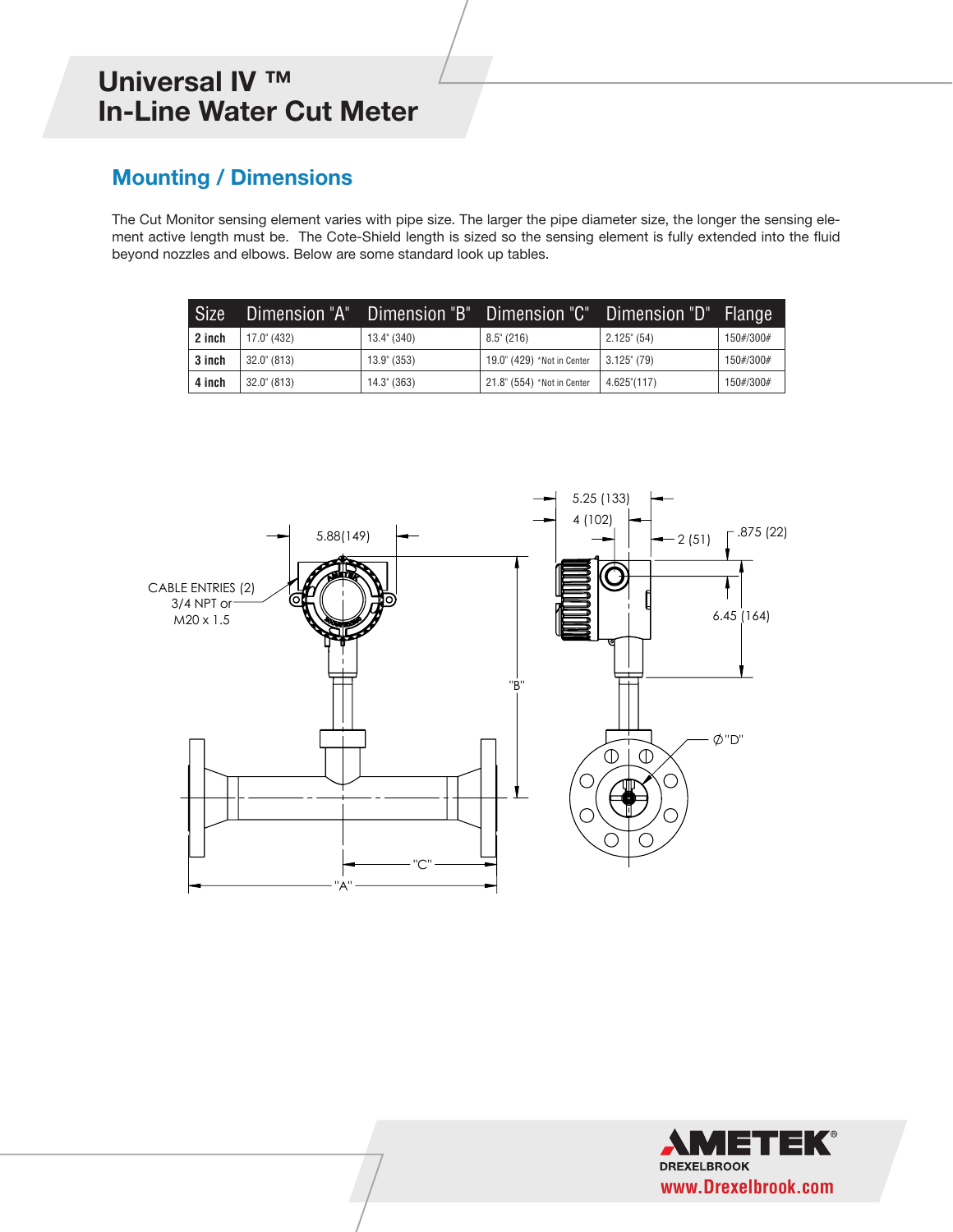# Universal IV ™ In-Line Water Cut Meter

## Mounting / Dimensions

The Cut Monitor sensing element varies with pipe size. The larger the pipe diameter size, the longer the sensing element active length must be. The Cote-Shield length is sized so the sensing element is fully extended into the fluid beyond nozzles and elbows. Below are some standard look up tables.

| Size | Dimension "A" | Dimension "B" | Dimension "C" | Dimension "D" | Flange |
|---|---|---|---|---|---|
| **2 inch** | 17.0" (432) | 13.4" (340) | 8.5" (216) | 2.125" (54) | 150#/300# |
| **3 inch** | 32.0" (813) | 13.9" (353) | 19.0" (429) *Not in Center | 3.125" (79) | 150#/300# |
| **4 inch** | 32.0" (813) | 14.3" (363) | 21.8" (554) *Not in Center | 4.625"(117) | 150#/300# |

5.88(149)

CABLE ENTRIES (2) 3/4 NPT or M20 x 1.5

5.25 (133)

4 (102)

2 (51)

.875 (22)

6.45 (164)

"B"

Ø"D"

"C"

"A"

AMETEK® DREXELBROOK

www.Drexelbrook.com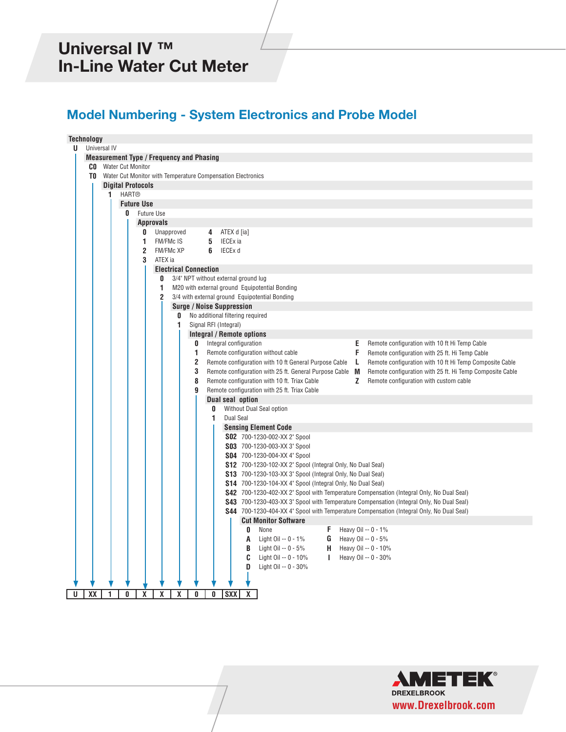# Universal IV ™
# In-Line Water Cut Meter

## Model Numbering - System Electronics and Probe Model

**Technology**

- **U** Universal IV

**Measurement Type / Frequency and Phasing**

- **C0** Water Cut Monitor
- **T0** Water Cut Monitor with Temperature Compensation Electronics

**Digital Protocols**

- **1** HART®

**Future Use**

- **0** Future Use

**Approvals**

- **0** Unapproved
- **1** FM/FMc IS
- **2** FM/FMc XP
- **3** ATEX ia
- **4** ATEX d [ia]
- **5** IECEx ia
- **6** IECEx d

**Electrical Connection**

- **0** 3/4" NPT without external ground lug
- **1** M20 with external ground Equipotential Bonding
- **2** 3/4 with external ground Equipotential Bonding

**Surge / Noise Suppression**

- **0** No additional filtering required
- **1** Signal RFI (Integral)

**Integral / Remote options**

- **0** Integral configuration
- **1** Remote configuration without cable
- **2** Remote configuration with 10 ft General Purpose Cable
- **3** Remote configuration with 25 ft. General Purpose Cable
- **8** Remote configuration with 10 ft. Triax Cable
- **9** Remote configuration with 25 ft. Triax Cable
- **E** Remote configuration with 10 ft Hi Temp Cable
- **F** Remote configuration with 25 ft. Hi Temp Cable
- **L** Remote configuration with 10 ft Hi Temp Composite Cable
- **M** Remote configuration with 25 ft. Hi Temp Composite Cable
- **Z** Remote configuration with custom cable

**Dual seal option**

- **0** Without Dual Seal option
- **1** Dual Seal

**Sensing Element Code**

- **S02** 700-1230-002-XX 2" Spool
- **S03** 700-1230-003-XX 3" Spool
- **S04** 700-1230-004-XX 4" Spool
- **S12** 700-1230-102-XX 2" Spool (Integral Only, No Dual Seal)
- **S13** 700-1230-103-XX 3" Spool (Integral Only, No Dual Seal)
- **S14** 700-1230-104-XX 4" Spool (Integral Only, No Dual Seal)
- **S42** 700-1230-402-XX 2" Spool with Temperature Compensation (Integral Only, No Dual Seal)
- **S43** 700-1230-403-XX 3" Spool with Temperature Compensation (Integral Only, No Dual Seal)
- **S44** 700-1230-404-XX 4" Spool with Temperature Compensation (Integral Only, No Dual Seal)

**Cut Monitor Software**

- **0** None
- **A** Light Oil -- 0 - 1%
- **B** Light Oil -- 0 - 5%
- **C** Light Oil -- 0 - 10%
- **D** Light Oil -- 0 - 30%
- **F** Heavy Oil -- 0 - 1%
- **G** Heavy Oil -- 0 - 5%
- **H** Heavy Oil -- 0 - 10%
- **I** Heavy Oil -- 0 - 30%

| U | XX | 1 | 0 | X | X | X | 0 | 0 | SXX | X |
|---|---|---|---|---|---|---|---|---|---|---|

AMETEK®
DREXELBROOK
www.Drexelbrook.com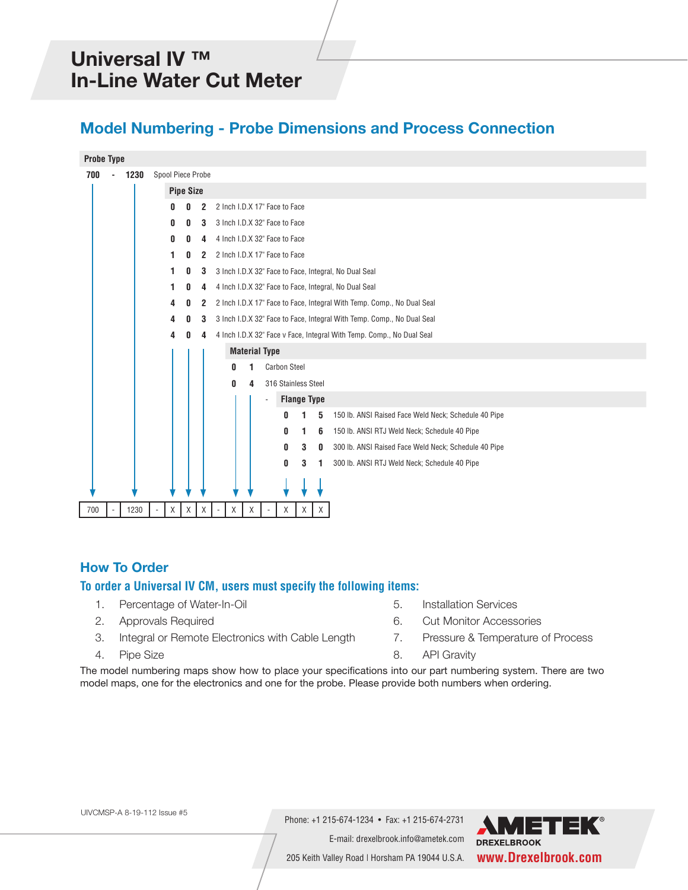# Universal IV ™ In-Line Water Cut Meter

## Model Numbering - Probe Dimensions and Process Connection

**Probe Type**

**700 - 1230** Spool Piece Probe

**Pipe Size**

| | |
|---|---|
| **0 0 2** | 2 Inch I.D.X 17" Face to Face |
| **0 0 3** | 3 Inch I.D.X 32" Face to Face |
| **0 0 4** | 4 Inch I.D.X 32" Face to Face |
| **1 0 2** | 2 Inch I.D.X 17" Face to Face |
| **1 0 3** | 3 Inch I.D.X 32" Face to Face, Integral, No Dual Seal |
| **1 0 4** | 4 Inch I.D.X 32" Face to Face, Integral, No Dual Seal |
| **4 0 2** | 2 Inch I.D.X 17" Face to Face, Integral With Temp. Comp., No Dual Seal |
| **4 0 3** | 3 Inch I.D.X 32" Face to Face, Integral With Temp. Comp., No Dual Seal |
| **4 0 4** | 4 Inch I.D.X 32" Face v Face, Integral With Temp. Comp., No Dual Seal |

**Material Type**

| | |
|---|---|
| **0 1** | Carbon Steel |
| **0 4** | 316 Stainless Steel |

**Flange Type**

| | |
|---|---|
| **0 1 5** | 150 lb. ANSI Raised Face Weld Neck; Schedule 40 Pipe |
| **0 1 6** | 150 lb. ANSI RTJ Weld Neck; Schedule 40 Pipe |
| **0 3 0** | 300 lb. ANSI Raised Face Weld Neck; Schedule 40 Pipe |
| **0 3 1** | 300 lb. ANSI RTJ Weld Neck; Schedule 40 Pipe |

700 - 1230 - X X X - X X - X X X

## How To Order

### To order a Universal IV CM, users must specify the following items:

1. Percentage of Water-In-Oil
2. Approvals Required
3. Integral or Remote Electronics with Cable Length
4. Pipe Size
5. Installation Services
6. Cut Monitor Accessories
7. Pressure & Temperature of Process
8. API Gravity

The model numbering maps show how to place your specifications into our part numbering system. There are two model maps, one for the electronics and one for the probe. Please provide both numbers when ordering.

UIVCMSP-A 8-19-112 Issue #5

Phone: +1 215-674-1234 • Fax: +1 215-674-2731

E-mail: drexelbrook.info@ametek.com

205 Keith Valley Road | Horsham PA 19044 U.S.A.

AMETEK® DREXELBROOK

www.Drexelbrook.com